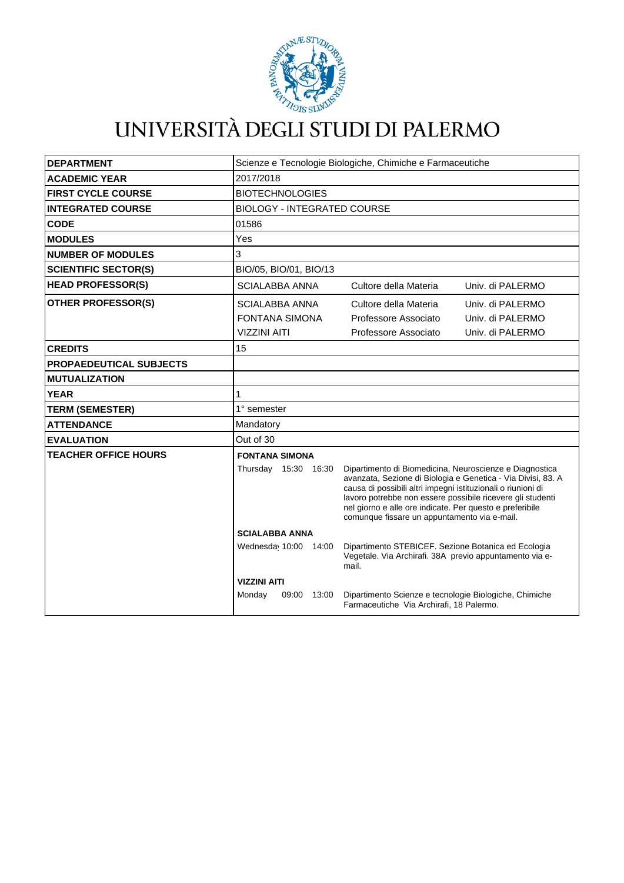# UNIVERSITÀ DEGLI STUDI DI PALERMO

| | |
|---|---|
| **DEPARTMENT** | Scienze e Tecnologie Biologiche, Chimiche e Farmaceutiche |
| **ACADEMIC YEAR** | 2017/2018 |
| **FIRST CYCLE COURSE** | BIOTECHNOLOGIES |
| **INTEGRATED COURSE** | BIOLOGY - INTEGRATED COURSE |
| **CODE** | 01586 |
| **MODULES** | Yes |
| **NUMBER OF MODULES** | 3 |
| **SCIENTIFIC SECTOR(S)** | BIO/05, BIO/01, BIO/13 |
| **HEAD PROFESSOR(S)** | SCIALABBA ANNA — Cultore della Materia — Univ. di PALERMO |
| **OTHER PROFESSOR(S)** | SCIALABBA ANNA — Cultore della Materia — Univ. di PALERMO<br>FONTANA SIMONA — Professore Associato — Univ. di PALERMO<br>VIZZINI AITI — Professore Associato — Univ. di PALERMO |
| **CREDITS** | 15 |
| **PROPAEDEUTICAL SUBJECTS** | |
| **MUTUALIZATION** | |
| **YEAR** | 1 |
| **TERM (SEMESTER)** | 1° semester |
| **ATTENDANCE** | Mandatory |
| **EVALUATION** | Out of 30 |
| **TEACHER OFFICE HOURS** | **FONTANA SIMONA**<br>Thursday 15:30 16:30 — Dipartimento di Biomedicina, Neuroscienze e Diagnostica avanzata, Sezione di Biologia e Genetica - Via Divisi, 83. A causa di possibili altri impegni istituzionali o riunioni di lavoro potrebbe non essere possibile ricevere gli studenti nel giorno e alle ore indicate. Per questo e preferibile comunque fissare un appuntamento via e-mail.<br><br>**SCIALABBA ANNA**<br>Wednesday 10:00 14:00 — Dipartimento STEBICEF. Sezione Botanica ed Ecologia Vegetale. Via Archirafi. 38A previo appuntamento via e-mail.<br><br>**VIZZINI AITI**<br>Monday 09:00 13:00 — Dipartimento Scienze e tecnologie Biologiche, Chimiche Farmaceutiche Via Archirafi, 18 Palermo. |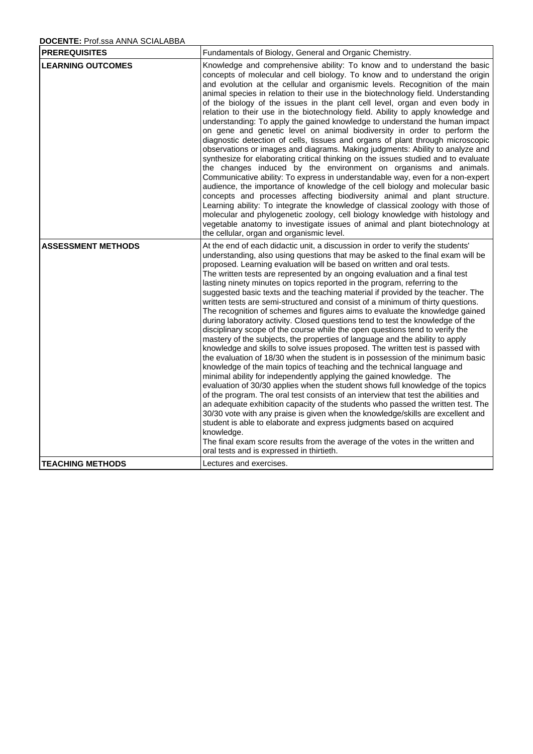**DOCENTE:** Prof.ssa ANNA SCIALABBA

| | |
|---|---|
| **PREREQUISITES** | Fundamentals of Biology, General and Organic Chemistry. |
| **LEARNING OUTCOMES** | Knowledge and comprehensive ability: To know and to understand the basic concepts of molecular and cell biology. To know and to understand the origin and evolution at the cellular and organismic levels. Recognition of the main animal species in relation to their use in the biotechnology field. Understanding of the biology of the issues in the plant cell level, organ and even body in relation to their use in the biotechnology field. Ability to apply knowledge and understanding: To apply the gained knowledge to understand the human impact on gene and genetic level on animal biodiversity in order to perform the diagnostic detection of cells, tissues and organs of plant through microscopic observations or images and diagrams. Making judgments: Ability to analyze and synthesize for elaborating critical thinking on the issues studied and to evaluate the changes induced by the environment on organisms and animals. Communicative ability: To express in understandable way, even for a non-expert audience, the importance of knowledge of the cell biology and molecular basic concepts and processes affecting biodiversity animal and plant structure. Learning ability: To integrate the knowledge of classical zoology with those of molecular and phylogenetic zoology, cell biology knowledge with histology and vegetable anatomy to investigate issues of animal and plant biotechnology at the cellular, organ and organismic level. |
| **ASSESSMENT METHODS** | At the end of each didactic unit, a discussion in order to verify the students' understanding, also using questions that may be asked to the final exam will be proposed. Learning evaluation will be based on written and oral tests.<br>The written tests are represented by an ongoing evaluation and a final test lasting ninety minutes on topics reported in the program, referring to the suggested basic texts and the teaching material if provided by the teacher. The written tests are semi-structured and consist of a minimum of thirty questions. The recognition of schemes and figures aims to evaluate the knowledge gained during laboratory activity. Closed questions tend to test the knowledge of the disciplinary scope of the course while the open questions tend to verify the mastery of the subjects, the properties of language and the ability to apply knowledge and skills to solve issues proposed. The written test is passed with the evaluation of 18/30 when the student is in possession of the minimum basic knowledge of the main topics of teaching and the technical language and minimal ability for independently applying the gained knowledge. The evaluation of 30/30 applies when the student shows full knowledge of the topics of the program. The oral test consists of an interview that test the abilities and an adequate exhibition capacity of the students who passed the written test. The 30/30 vote with any praise is given when the knowledge/skills are excellent and student is able to elaborate and express judgments based on acquired knowledge.<br>The final exam score results from the average of the votes in the written and oral tests and is expressed in thirtieth. |
| **TEACHING METHODS** | Lectures and exercises. |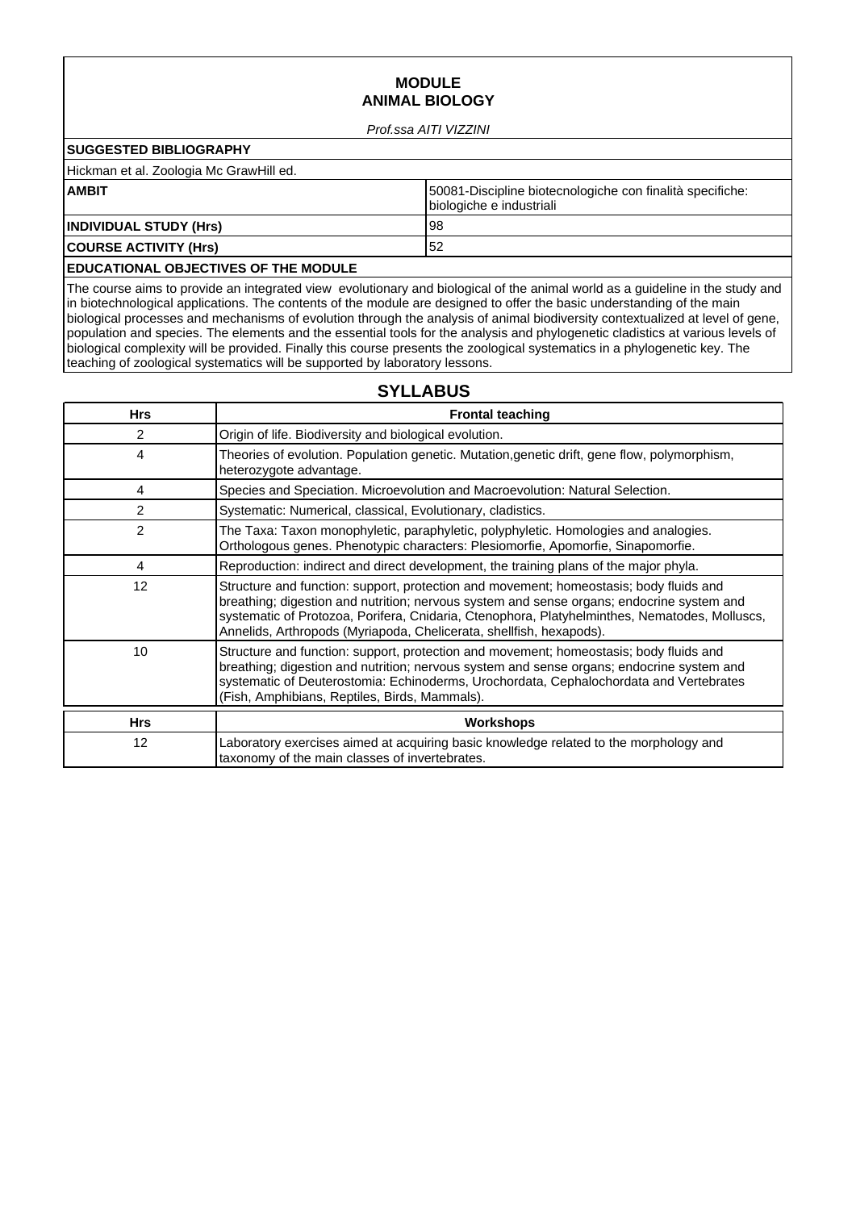# MODULE
# ANIMAL BIOLOGY

*Prof.ssa AITI VIZZINI*

| **SUGGESTED BIBLIOGRAPHY** | |
|---|---|
| Hickman et al. Zoologia Mc GrawHill ed. | |
| **AMBIT** | 50081-Discipline biotecnologiche con finalità specifiche: biologiche e industriali |
| **INDIVIDUAL STUDY (Hrs)** | 98 |
| **COURSE ACTIVITY (Hrs)** | 52 |

**EDUCATIONAL OBJECTIVES OF THE MODULE**

The course aims to provide an integrated view evolutionary and biological of the animal world as a guideline in the study and in biotechnological applications. The contents of the module are designed to offer the basic understanding of the main biological processes and mechanisms of evolution through the analysis of animal biodiversity contextualized at level of gene, population and species. The elements and the essential tools for the analysis and phylogenetic cladistics at various levels of biological complexity will be provided. Finally this course presents the zoological systematics in a phylogenetic key. The teaching of zoological systematics will be supported by laboratory lessons.

## SYLLABUS

| Hrs | Frontal teaching |
|---|---|
| 2 | Origin of life. Biodiversity and biological evolution. |
| 4 | Theories of evolution. Population genetic. Mutation,genetic drift, gene flow, polymorphism, heterozygote advantage. |
| 4 | Species and Speciation. Microevolution and Macroevolution: Natural Selection. |
| 2 | Systematic: Numerical, classical, Evolutionary, cladistics. |
| 2 | The Taxa: Taxon monophyletic, paraphyletic, polyphyletic. Homologies and analogies. Orthologous genes. Phenotypic characters: Plesiomorfie, Apomorfie, Sinapomorfie. |
| 4 | Reproduction: indirect and direct development, the training plans of the major phyla. |
| 12 | Structure and function: support, protection and movement; homeostasis; body fluids and breathing; digestion and nutrition; nervous system and sense organs; endocrine system and systematic of Protozoa, Porifera, Cnidaria, Ctenophora, Platyhelminthes, Nematodes, Molluscs, Annelids, Arthropods (Myriapoda, Chelicerata, shellfish, hexapods). |
| 10 | Structure and function: support, protection and movement; homeostasis; body fluids and breathing; digestion and nutrition; nervous system and sense organs; endocrine system and systematic of Deuterostomia: Echinoderms, Urochordata, Cephalochordata and Vertebrates (Fish, Amphibians, Reptiles, Birds, Mammals). |

| Hrs | Workshops |
|---|---|
| 12 | Laboratory exercises aimed at acquiring basic knowledge related to the morphology and taxonomy of the main classes of invertebrates. |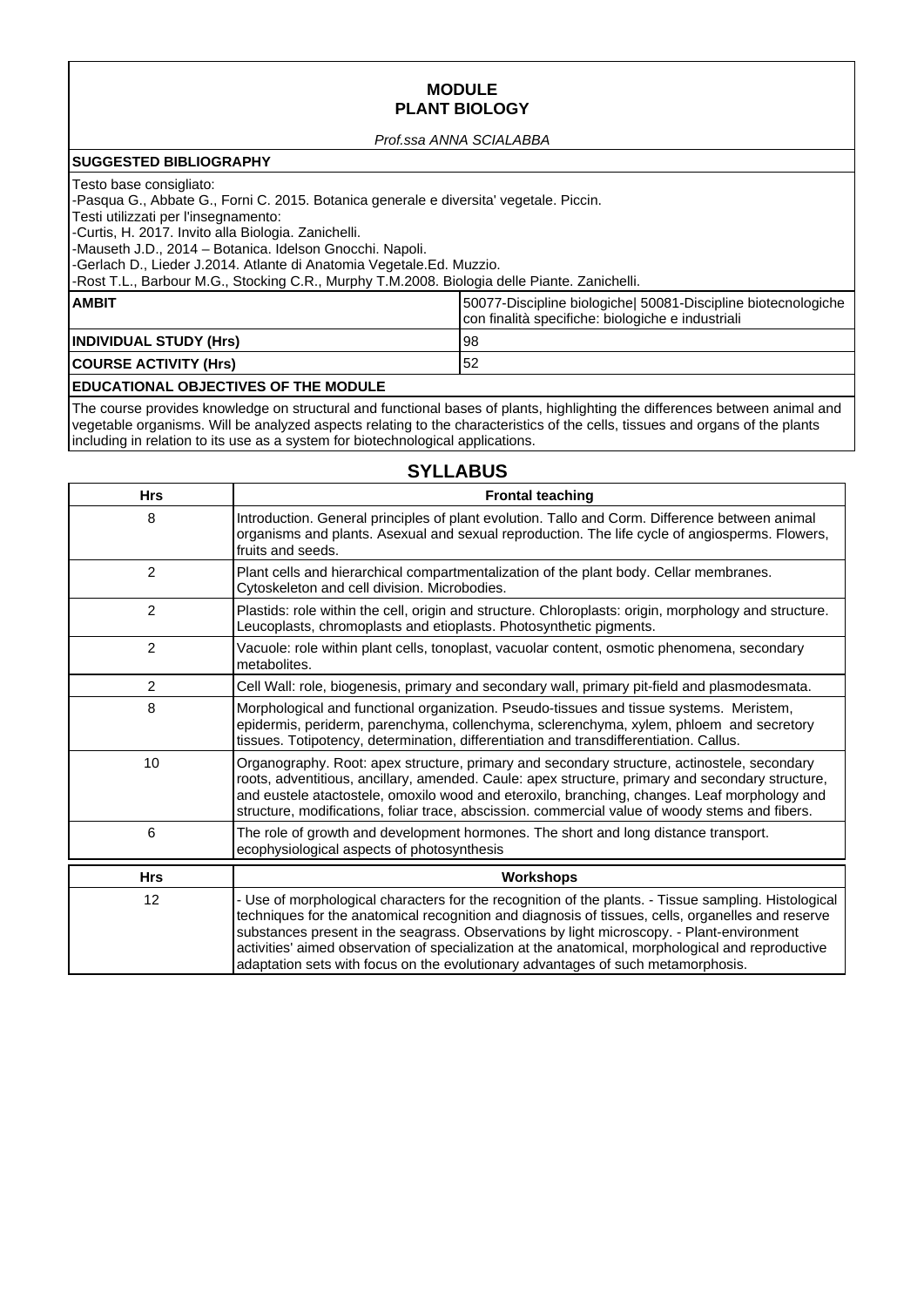# MODULE
# PLANT BIOLOGY

*Prof.ssa ANNA SCIALABBA*

**SUGGESTED BIBLIOGRAPHY**

Testo base consigliato:
-Pasqua G., Abbate G., Forni C. 2015. Botanica generale e diversita' vegetale. Piccin.
Testi utilizzati per l'insegnamento:
-Curtis, H. 2017. Invito alla Biologia. Zanichelli.
-Mauseth J.D., 2014 – Botanica. Idelson Gnocchi. Napoli.
-Gerlach D., Lieder J.2014. Atlante di Anatomia Vegetale.Ed. Muzzio.
-Rost T.L., Barbour M.G., Stocking C.R., Murphy T.M.2008. Biologia delle Piante. Zanichelli.

| | |
|---|---|
| **AMBIT** | 50077-Discipline biologiche\| 50081-Discipline biotecnologiche con finalità specifiche: biologiche e industriali |
| **INDIVIDUAL STUDY (Hrs)** | 98 |
| **COURSE ACTIVITY (Hrs)** | 52 |

**EDUCATIONAL OBJECTIVES OF THE MODULE**

The course provides knowledge on structural and functional bases of plants, highlighting the differences between animal and vegetable organisms. Will be analyzed aspects relating to the characteristics of the cells, tissues and organs of the plants including in relation to its use as a system for biotechnological applications.

## SYLLABUS

| Hrs | Frontal teaching |
|---|---|
| 8 | Introduction. General principles of plant evolution. Tallo and Corm. Difference between animal organisms and plants. Asexual and sexual reproduction. The life cycle of angiosperms. Flowers, fruits and seeds. |
| 2 | Plant cells and hierarchical compartmentalization of the plant body. Cellar membranes. Cytoskeleton and cell division. Microbodies. |
| 2 | Plastids: role within the cell, origin and structure. Chloroplasts: origin, morphology and structure. Leucoplasts, chromoplasts and etioplasts. Photosynthetic pigments. |
| 2 | Vacuole: role within plant cells, tonoplast, vacuolar content, osmotic phenomena, secondary metabolites. |
| 2 | Cell Wall: role, biogenesis, primary and secondary wall, primary pit-field and plasmodesmata. |
| 8 | Morphological and functional organization. Pseudo-tissues and tissue systems. Meristem, epidermis, periderm, parenchyma, collenchyma, sclerenchyma, xylem, phloem and secretory tissues. Totipotency, determination, differentiation and transdifferentiation. Callus. |
| 10 | Organography. Root: apex structure, primary and secondary structure, actinostele, secondary roots, adventitious, ancillary, amended. Caule: apex structure, primary and secondary structure, and eustele atactostele, omoxilo wood and eteroxilo, branching, changes. Leaf morphology and structure, modifications, foliar trace, abscission. commercial value of woody stems and fibers. |
| 6 | The role of growth and development hormones. The short and long distance transport. ecophysiological aspects of photosynthesis |

| Hrs | Workshops |
|---|---|
| 12 | - Use of morphological characters for the recognition of the plants. - Tissue sampling. Histological techniques for the anatomical recognition and diagnosis of tissues, cells, organelles and reserve substances present in the seagrass. Observations by light microscopy. - Plant-environment activities' aimed observation of specialization at the anatomical, morphological and reproductive adaptation sets with focus on the evolutionary advantages of such metamorphosis. |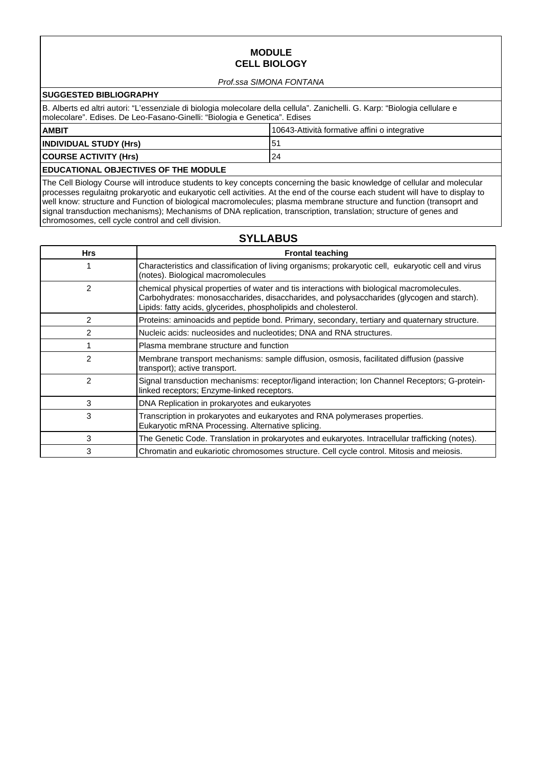# MODULE
# CELL BIOLOGY

*Prof.ssa SIMONA FONTANA*

| | |
|---|---|
| **SUGGESTED BIBLIOGRAPHY** | |
| B. Alberts ed altri autori: "L'essenziale di biologia molecolare della cellula". Zanichelli. G. Karp: "Biologia cellulare e molecolare". Edises. De Leo-Fasano-Ginelli: "Biologia e Genetica". Edises | |
| **AMBIT** | 10643-Attività formative affini o integrative |
| **INDIVIDUAL STUDY (Hrs)** | 51 |
| **COURSE ACTIVITY (Hrs)** | 24 |
| **EDUCATIONAL OBJECTIVES OF THE MODULE** | |
| The Cell Biology Course will introduce students to key concepts concerning the basic knowledge of cellular and molecular processes regulaitng prokaryotic and eukaryotic cell activities. At the end of the course each student will have to display to well know: structure and Function of biological macromolecules; plasma membrane structure and function (transoprt and signal transduction mechanisms); Mechanisms of DNA replication, transcription, translation; structure of genes and chromosomes, cell cycle control and cell division. | |

## SYLLABUS

| Hrs | Frontal teaching |
|---|---|
| 1 | Characteristics and classification of living organisms; prokaryotic cell, eukaryotic cell and virus (notes). Biological macromolecules |
| 2 | chemical physical properties of water and tis interactions with biological macromolecules. Carbohydrates: monosaccharides, disaccharides, and polysaccharides (glycogen and starch). Lipids: fatty acids, glycerides, phospholipids and cholesterol. |
| 2 | Proteins: aminoacids and peptide bond. Primary, secondary, tertiary and quaternary structure. |
| 2 | Nucleic acids: nucleosides and nucleotides; DNA and RNA structures. |
| 1 | Plasma membrane structure and function |
| 2 | Membrane transport mechanisms: sample diffusion, osmosis, facilitated diffusion (passive transport); active transport. |
| 2 | Signal transduction mechanisms: receptor/ligand interaction; Ion Channel Receptors; G-protein-linked receptors; Enzyme-linked receptors. |
| 3 | DNA Replication in prokaryotes and eukaryotes |
| 3 | Transcription in prokaryotes and eukaryotes and RNA polymerases properties. Eukaryotic mRNA Processing. Alternative splicing. |
| 3 | The Genetic Code. Translation in prokaryotes and eukaryotes. Intracellular trafficking (notes). |
| 3 | Chromatin and eukariotic chromosomes structure. Cell cycle control. Mitosis and meiosis. |